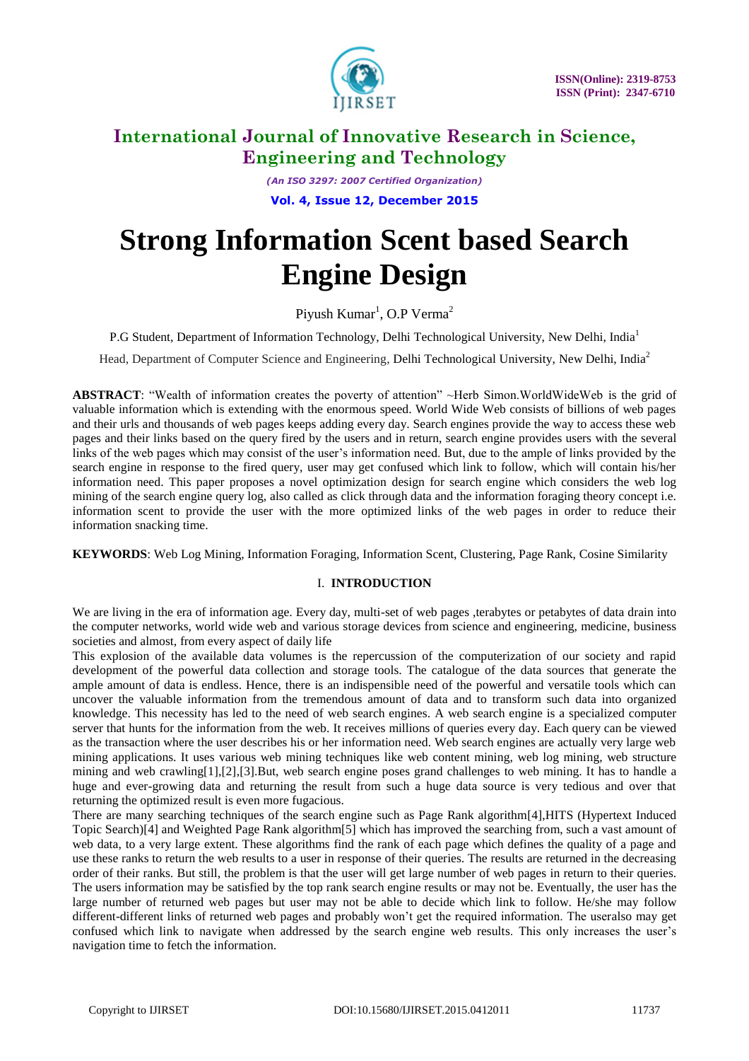# Strong Information Scent based Search Engine Design

Piyush Kumar[1], O.P Verma[2]

P.G Student, Department of Information Technology, Delhi Technological University, New Delhi, India[1]

Head, Department of Computer Science and Engineering, Delhi Technological University, New Delhi, India[2]

**ABSTRACT**: "Wealth of information creates the poverty of attention" ~Herb Simon.WorldWideWeb is the grid of valuable information which is extending with the enormous speed. World Wide Web consists of billions of web pages and their urls and thousands of web pages keeps adding every day. Search engines provide the way to access these web pages and their links based on the query fired by the users and in return, search engine provides users with the several links of the web pages which may consist of the user's information need. But, due to the ample of links provided by the search engine in response to the fired query, user may get confused which link to follow, which will contain his/her information need. This paper proposes a novel optimization design for search engine which considers the web log mining of the search engine query log, also called as click through data and the information foraging theory concept i.e. information scent to provide the user with the more optimized links of the web pages in order to reduce their information snacking time.

**KEYWORDS**: Web Log Mining, Information Foraging, Information Scent, Clustering, Page Rank, Cosine Similarity

## I. INTRODUCTION

We are living in the era of information age. Every day, multi-set of web pages ,terabytes or petabytes of data drain into the computer networks, world wide web and various storage devices from science and engineering, medicine, business societies and almost, from every aspect of daily life

This explosion of the available data volumes is the repercussion of the computerization of our society and rapid development of the powerful data collection and storage tools. The catalogue of the data sources that generate the ample amount of data is endless. Hence, there is an indispensible need of the powerful and versatile tools which can uncover the valuable information from the tremendous amount of data and to transform such data into organized knowledge. This necessity has led to the need of web search engines. A web search engine is a specialized computer server that hunts for the information from the web. It receives millions of queries every day. Each query can be viewed as the transaction where the user describes his or her information need. Web search engines are actually very large web mining applications. It uses various web mining techniques like web content mining, web log mining, web structure mining and web crawling[1],[2],[3].But, web search engine poses grand challenges to web mining. It has to handle a huge and ever-growing data and returning the result from such a huge data source is very tedious and over that returning the optimized result is even more fugacious.

There are many searching techniques of the search engine such as Page Rank algorithm[4],HITS (Hypertext Induced Topic Search)[4] and Weighted Page Rank algorithm[5] which has improved the searching from, such a vast amount of web data, to a very large extent. These algorithms find the rank of each page which defines the quality of a page and use these ranks to return the web results to a user in response of their queries. The results are returned in the decreasing order of their ranks. But still, the problem is that the user will get large number of web pages in return to their queries. The users information may be satisfied by the top rank search engine results or may not be. Eventually, the user has the large number of returned web pages but user may not be able to decide which link to follow. He/she may follow different-different links of returned web pages and probably won't get the required information. The useralso may get confused which link to navigate when addressed by the search engine web results. This only increases the user's navigation time to fetch the information.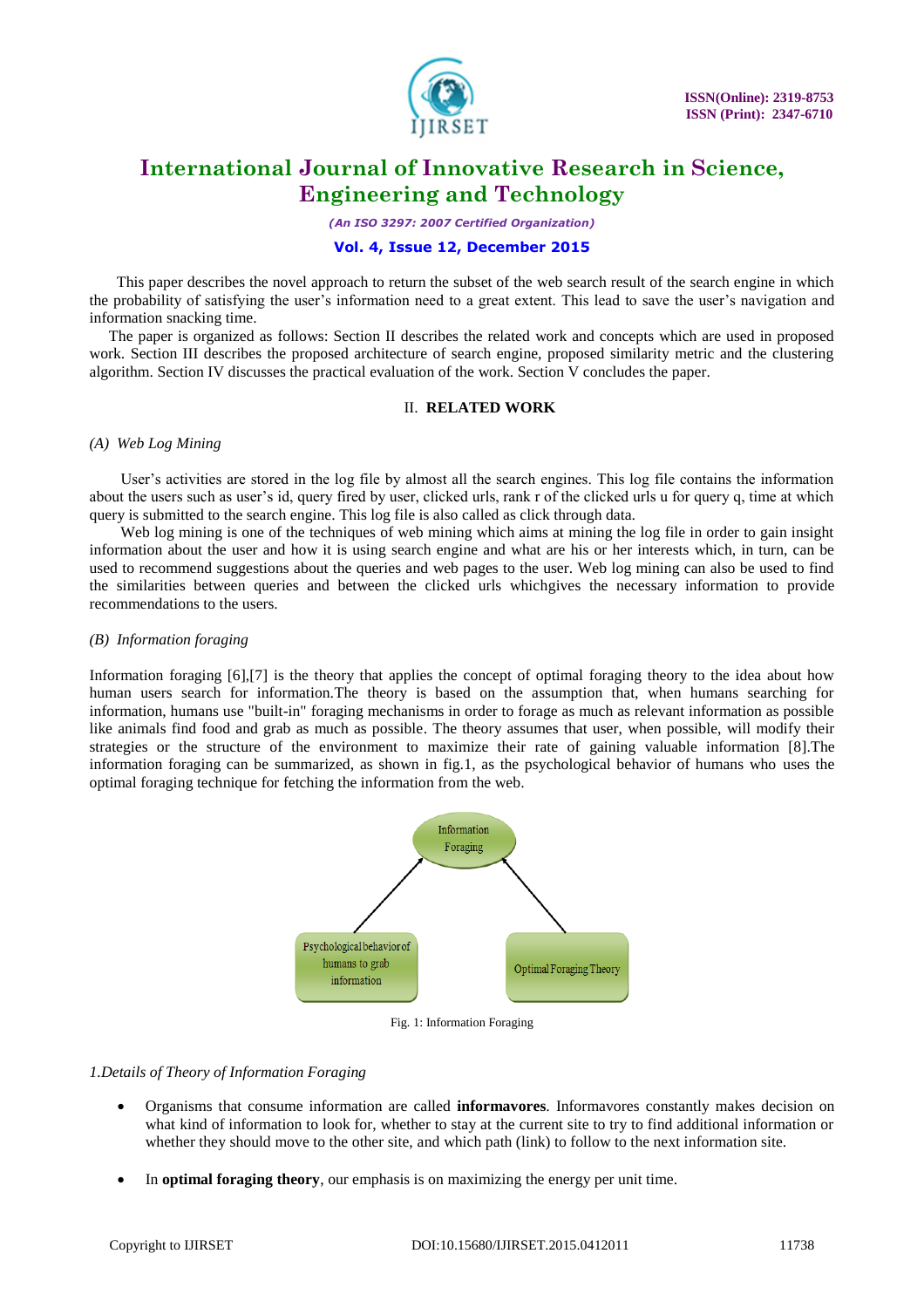This paper describes the novel approach to return the subset of the web search result of the search engine in which the probability of satisfying the user's information need to a great extent. This lead to save the user's navigation and information snacking time.

The paper is organized as follows: Section II describes the related work and concepts which are used in proposed work. Section III describes the proposed architecture of search engine, proposed similarity metric and the clustering algorithm. Section IV discusses the practical evaluation of the work. Section V concludes the paper.

## II. RELATED WORK

### *(A) Web Log Mining*

User's activities are stored in the log file by almost all the search engines. This log file contains the information about the users such as user's id, query fired by user, clicked urls, rank r of the clicked urls u for query q, time at which query is submitted to the search engine. This log file is also called as click through data.

Web log mining is one of the techniques of web mining which aims at mining the log file in order to gain insight information about the user and how it is using search engine and what are his or her interests which, in turn, can be used to recommend suggestions about the queries and web pages to the user. Web log mining can also be used to find the similarities between queries and between the clicked urls whichgives the necessary information to provide recommendations to the users.

### *(B) Information foraging*

Information foraging [6],[7] is the theory that applies the concept of optimal foraging theory to the idea about how human users search for information.The theory is based on the assumption that, when humans searching for information, humans use "built-in" foraging mechanisms in order to forage as much as relevant information as possible like animals find food and grab as much as possible. The theory assumes that user, when possible, will modify their strategies or the structure of the environment to maximize their rate of gaining valuable information [8].The information foraging can be summarized, as shown in fig.1, as the psychological behavior of humans who uses the optimal foraging technique for fetching the information from the web.

Information Foraging

Psychological behavior of humans to grab information

Optimal Foraging Theory

Fig. 1: Information Foraging

### *1.Details of Theory of Information Foraging*

- Organisms that consume information are called **informavores**. Informavores constantly makes decision on what kind of information to look for, whether to stay at the current site to try to find additional information or whether they should move to the other site, and which path (link) to follow to the next information site.
- In **optimal foraging theory**, our emphasis is on maximizing the energy per unit time.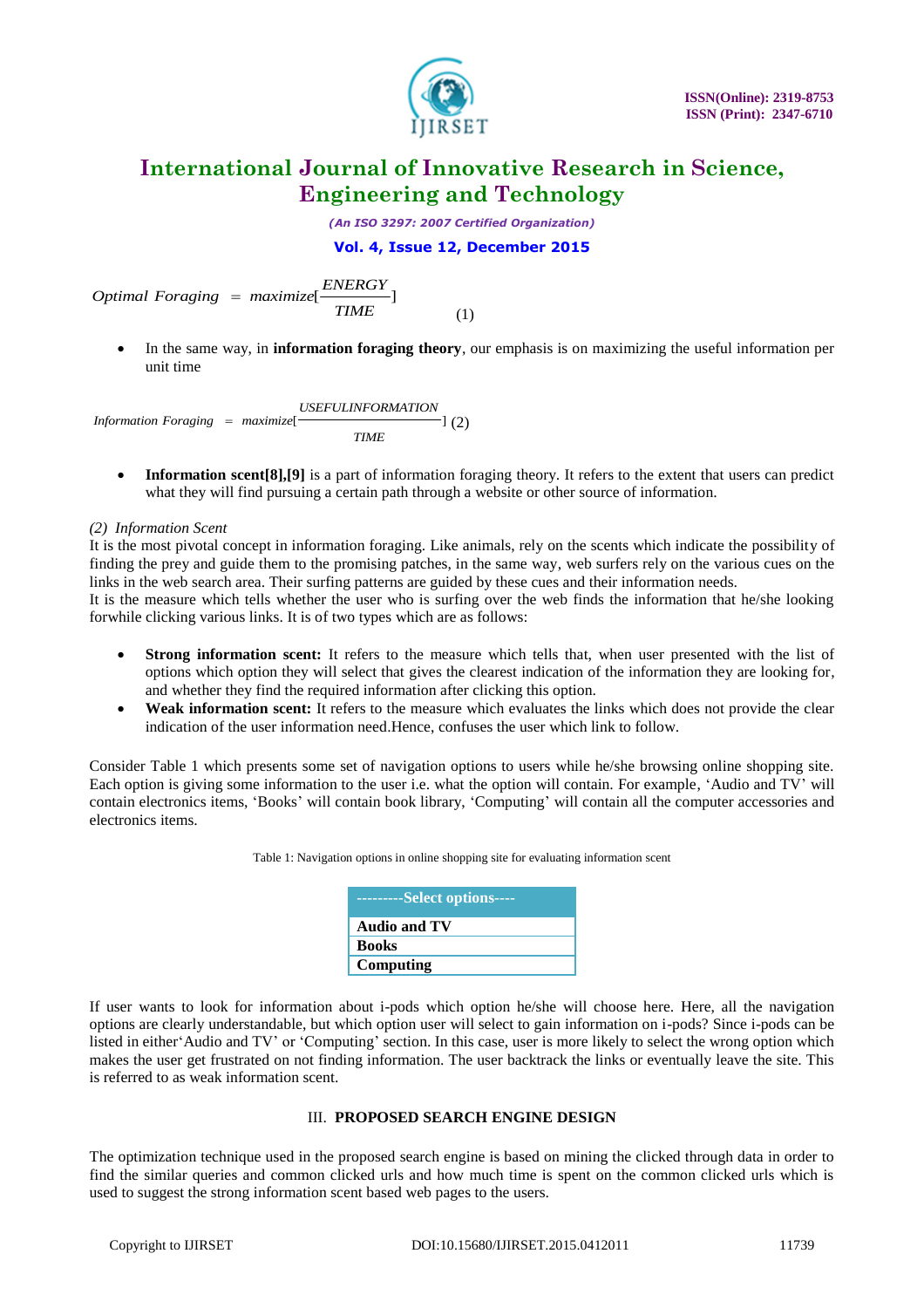$$Optimal\ Foraging = maximize\left[\frac{ENERGY}{TIME}\right] \quad (1)$$

- In the same way, in **information foraging theory**, our emphasis is on maximizing the useful information per unit time

$$Information\ Foraging = maximize\left[\frac{USEFULINFORMATION}{TIME}\right] \quad (2)$$

- **Information scent[8],[9]** is a part of information foraging theory. It refers to the extent that users can predict what they will find pursuing a certain path through a website or other source of information.

*(2) Information Scent*

It is the most pivotal concept in information foraging. Like animals, rely on the scents which indicate the possibility of finding the prey and guide them to the promising patches, in the same way, web surfers rely on the various cues on the links in the web search area. Their surfing patterns are guided by these cues and their information needs.

It is the measure which tells whether the user who is surfing over the web finds the information that he/she looking forwhile clicking various links. It is of two types which are as follows:

- **Strong information scent:** It refers to the measure which tells that, when user presented with the list of options which option they will select that gives the clearest indication of the information they are looking for, and whether they find the required information after clicking this option.
- **Weak information scent:** It refers to the measure which evaluates the links which does not provide the clear indication of the user information need.Hence, confuses the user which link to follow.

Consider Table 1 which presents some set of navigation options to users while he/she browsing online shopping site. Each option is giving some information to the user i.e. what the option will contain. For example, 'Audio and TV' will contain electronics items, 'Books' will contain book library, 'Computing' will contain all the computer accessories and electronics items.

Table 1: Navigation options in online shopping site for evaluating information scent

| ---------Select options---- |
|---|
| **Audio and TV** |
| **Books** |
| **Computing** |

If user wants to look for information about i-pods which option he/she will choose here. Here, all the navigation options are clearly understandable, but which option user will select to gain information on i-pods? Since i-pods can be listed in either'Audio and TV' or 'Computing' section. In this case, user is more likely to select the wrong option which makes the user get frustrated on not finding information. The user backtrack the links or eventually leave the site. This is referred to as weak information scent.

## III. PROPOSED SEARCH ENGINE DESIGN

The optimization technique used in the proposed search engine is based on mining the clicked through data in order to find the similar queries and common clicked urls and how much time is spent on the common clicked urls which is used to suggest the strong information scent based web pages to the users.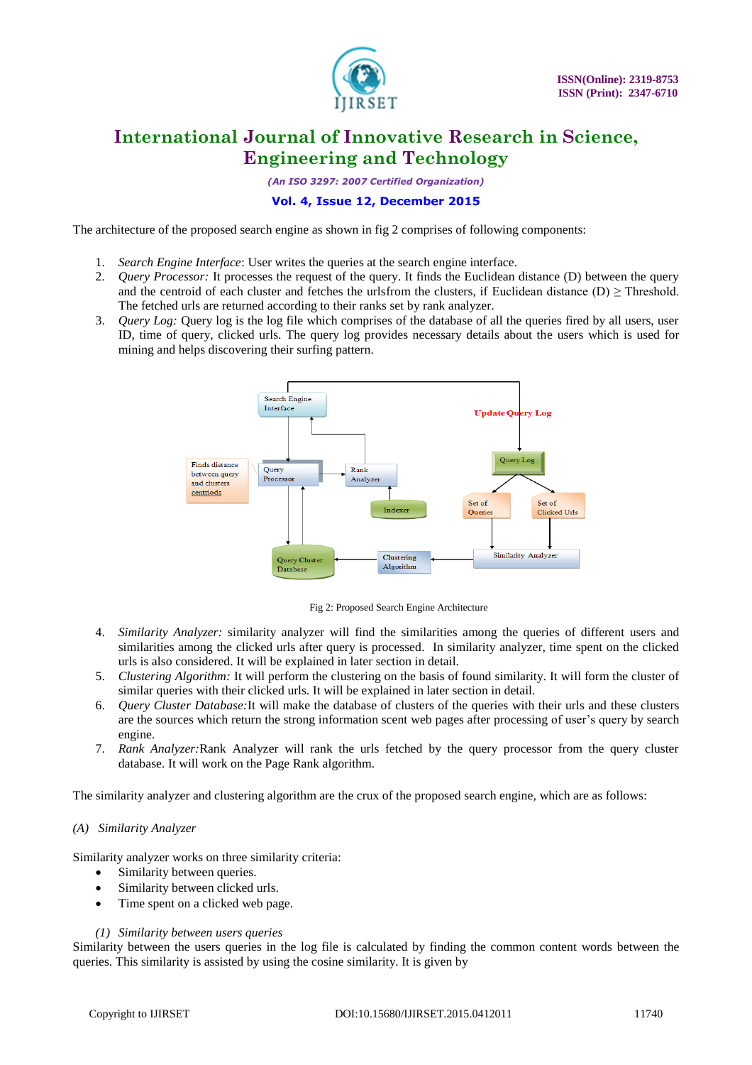The architecture of the proposed search engine as shown in fig 2 comprises of following components:

1. *Search Engine Interface*: User writes the queries at the search engine interface.
2. *Query Processor:* It processes the request of the query. It finds the Euclidean distance (D) between the query and the centroid of each cluster and fetches the urlsfrom the clusters, if Euclidean distance (D) ≥ Threshold. The fetched urls are returned according to their ranks set by rank analyzer.
3. *Query Log:* Query log is the log file which comprises of the database of all the queries fired by all users, user ID, time of query, clicked urls. The query log provides necessary details about the users which is used for mining and helps discovering their surfing pattern.

Fig 2: Proposed Search Engine Architecture

4. *Similarity Analyzer:* similarity analyzer will find the similarities among the queries of different users and similarities among the clicked urls after query is processed. In similarity analyzer, time spent on the clicked urls is also considered. It will be explained in later section in detail.
5. *Clustering Algorithm:* It will perform the clustering on the basis of found similarity. It will form the cluster of similar queries with their clicked urls. It will be explained in later section in detail.
6. *Query Cluster Database:*It will make the database of clusters of the queries with their urls and these clusters are the sources which return the strong information scent web pages after processing of user's query by search engine.
7. *Rank Analyzer:*Rank Analyzer will rank the urls fetched by the query processor from the query cluster database. It will work on the Page Rank algorithm.

The similarity analyzer and clustering algorithm are the crux of the proposed search engine, which are as follows:

*(A) Similarity Analyzer*

Similarity analyzer works on three similarity criteria:

- Similarity between queries.
- Similarity between clicked urls.
- Time spent on a clicked web page.

*(1) Similarity between users queries*

Similarity between the users queries in the log file is calculated by finding the common content words between the queries. This similarity is assisted by using the cosine similarity. It is given by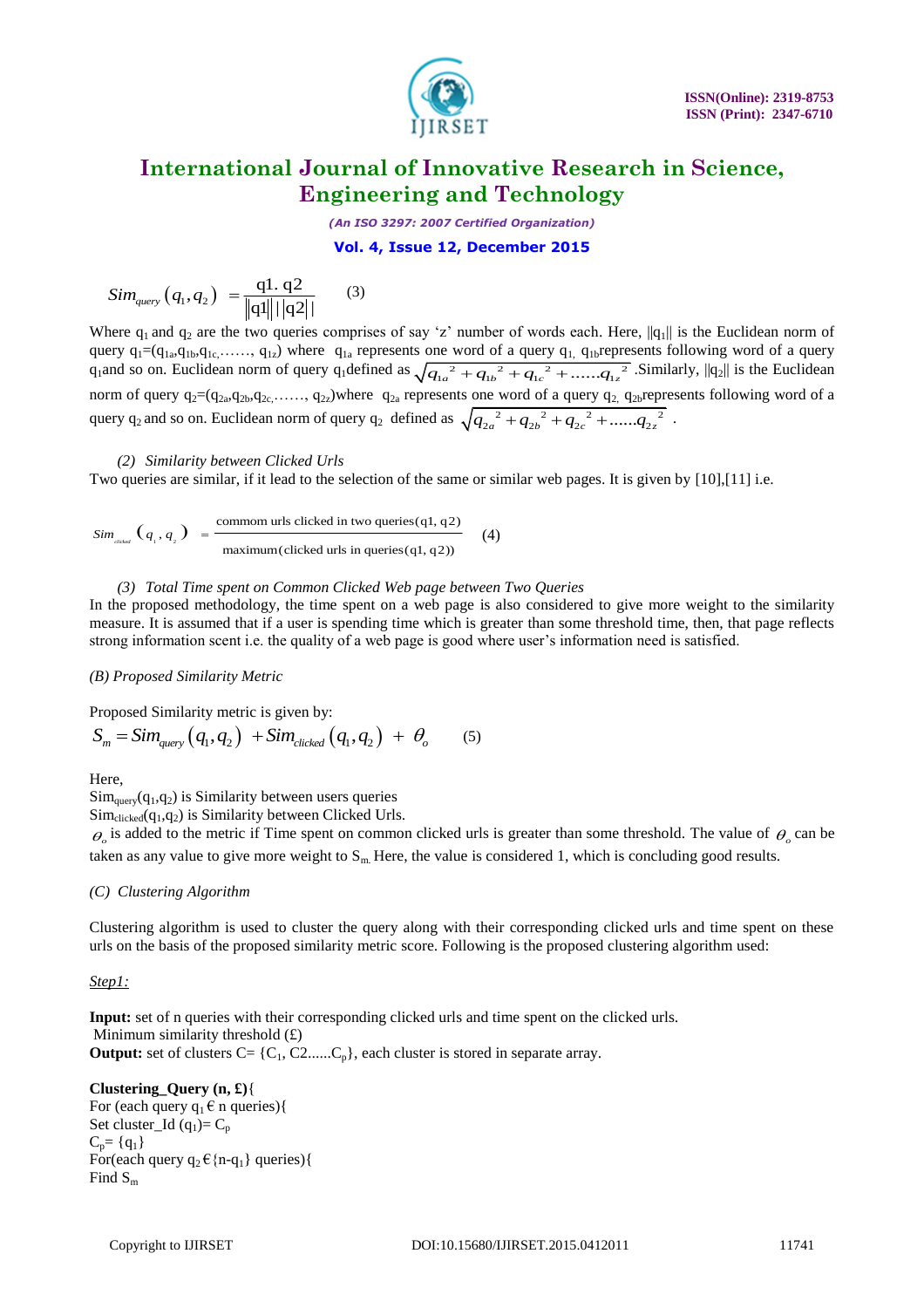$$Sim_{query}(q_1, q_2) = \frac{\text{q1. q2}}{\|\text{q1}\| \, |\text{q2}|} \qquad (3)$$

Where $q_1$ and $q_2$ are the two queries comprises of say 'z' number of words each. Here, $\|q_1\|$ is the Euclidean norm of query $q_1=(q_{1a}, q_{1b}, q_{1c}, \ldots\ldots, q_{1z})$ where $q_{1a}$ represents one word of a query $q_1$, $q_{1b}$ represents following word of a query $q_1$ and so on. Euclidean norm of query $q_1$ defined as $\sqrt{{q_{1a}}^2 + {q_{1b}}^2 + {q_{1c}}^2 + \ldots\ldots {q_{1z}}^2}$. Similarly, $\|q_2\|$ is the Euclidean norm of query $q_2=(q_{2a}, q_{2b}, q_{2c}, \ldots\ldots, q_{2z})$ where $q_{2a}$ represents one word of a query $q_2$, $q_{2b}$ represents following word of a query $q_2$ and so on. Euclidean norm of query $q_2$ defined as $\sqrt{{q_{2a}}^2 + {q_{2b}}^2 + {q_{2c}}^2 + \ldots\ldots {q_{2z}}^2}$ .

*(2) Similarity between Clicked Urls*

Two queries are similar, if it lead to the selection of the same or similar web pages. It is given by [10],[11] i.e.

$$Sim_{clicked}(q_1, q_2) = \frac{\text{commom urls clicked in two queries(q1, q2)}}{\text{maximum(clicked urls in queries(q1, q2))}} \qquad (4)$$

*(3) Total Time spent on Common Clicked Web page between Two Queries*

In the proposed methodology, the time spent on a web page is also considered to give more weight to the similarity measure. It is assumed that if a user is spending time which is greater than some threshold time, then, that page reflects strong information scent i.e. the quality of a web page is good where user's information need is satisfied.

*(B) Proposed Similarity Metric*

Proposed Similarity metric is given by:

$$S_m = Sim_{query}(q_1, q_2) + Sim_{clicked}(q_1, q_2) + \theta_o \qquad (5)$$

Here,

$Sim_{query}(q_1,q_2)$ is Similarity between users queries

$Sim_{clicked}(q_1,q_2)$ is Similarity between Clicked Urls.

$\theta_o$ is added to the metric if Time spent on common clicked urls is greater than some threshold. The value of $\theta_o$ can be taken as any value to give more weight to $S_m$. Here, the value is considered 1, which is concluding good results.

*(C) Clustering Algorithm*

Clustering algorithm is used to cluster the query along with their corresponding clicked urls and time spent on these urls on the basis of the proposed similarity metric score. Following is the proposed clustering algorithm used:

<u>*Step1:*</u>

**Input:** set of n queries with their corresponding clicked urls and time spent on the clicked urls.
Minimum similarity threshold (£)

**Output:** set of clusters C= {$C_1$, C2......$C_p$}, each cluster is stored in separate array.

**Clustering_Query (n, £)**{
For (each query $q_1 \in$ n queries){
Set cluster_Id ($q_1$)= $C_p$
$C_p$= {$q_1$}
For(each query $q_2 \in${n-$q_1$} queries){
Find $S_m$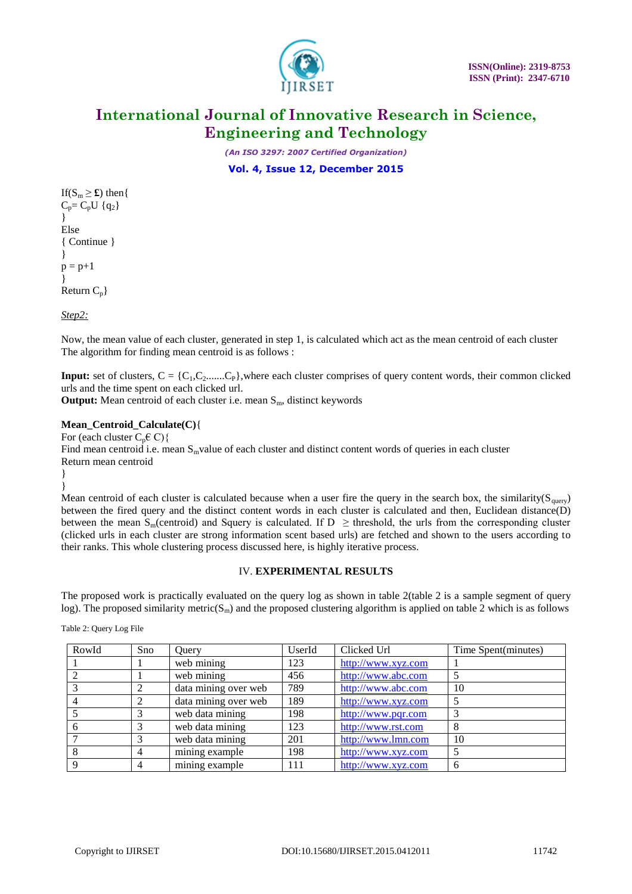```
If(Sm ≥ £) then{
Cp= CpU {q2}
}
Else
{ Continue }
}
p = p+1
}
Return Cp}
```

*Step2:*

Now, the mean value of each cluster, generated in step 1, is calculated which act as the mean centroid of each cluster The algorithm for finding mean centroid is as follows :

**Input:** set of clusters, $C = \{C_1,C_2.......C_p\}$,where each cluster comprises of query content words, their common clicked urls and the time spent on each clicked url.
**Output:** Mean centroid of each cluster i.e. mean $S_m$, distinct keywords

```
Mean_Centroid_Calculate(C){
For (each cluster Cp€ C){
Find mean centroid i.e. mean Smvalue of each cluster and distinct content words of queries in each cluster
Return mean centroid
}
}
```

Mean centroid of each cluster is calculated because when a user fire the query in the search box, the similarity($S_{query}$) between the fired query and the distinct content words in each cluster is calculated and then, Euclidean distance(D) between the mean $S_m$(centroid) and Squery is calculated. If D $\geq$ threshold, the urls from the corresponding cluster (clicked urls in each cluster are strong information scent based urls) are fetched and shown to the users according to their ranks. This whole clustering process discussed here, is highly iterative process.

## IV. EXPERIMENTAL RESULTS

The proposed work is practically evaluated on the query log as shown in table 2(table 2 is a sample segment of query log). The proposed similarity metric($S_m$) and the proposed clustering algorithm is applied on table 2 which is as follows

Table 2: Query Log File

| RowId | Sno | Query | UserId | Clicked Url | Time Spent(minutes) |
|---|---|---|---|---|---|
| 1 | 1 | web mining | 123 | http://www.xyz.com | 1 |
| 2 | 1 | web mining | 456 | http://www.abc.com | 5 |
| 3 | 2 | data mining over web | 789 | http://www.abc.com | 10 |
| 4 | 2 | data mining over web | 189 | http://www.xyz.com | 5 |
| 5 | 3 | web data mining | 198 | http://www.pqr.com | 3 |
| 6 | 3 | web data mining | 123 | http://www.rst.com | 8 |
| 7 | 3 | web data mining | 201 | http://www.lmn.com | 10 |
| 8 | 4 | mining example | 198 | http://www.xyz.com | 5 |
| 9 | 4 | mining example | 111 | http://www.xyz.com | 6 |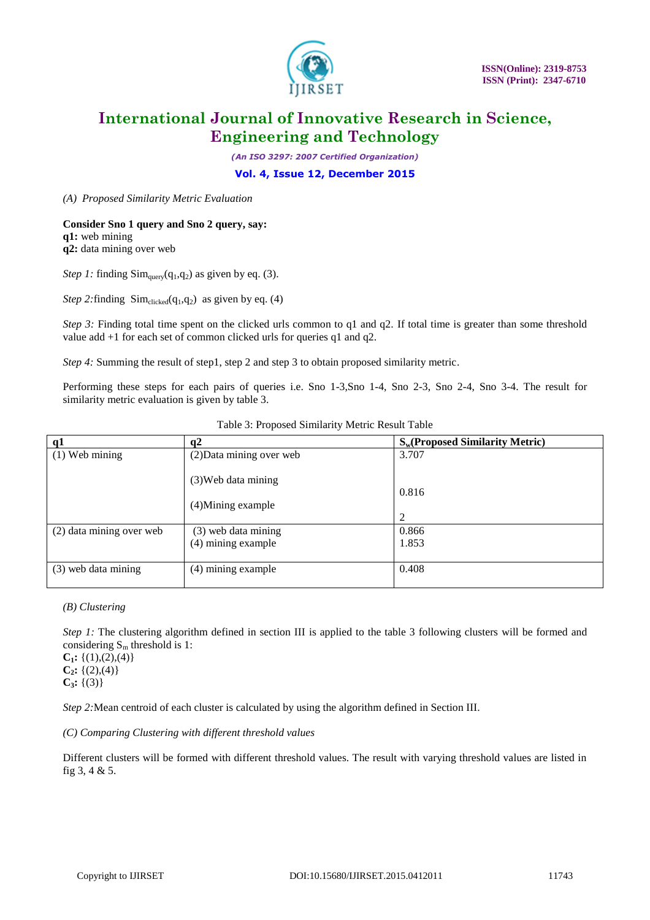*(A) Proposed Similarity Metric Evaluation*

**Consider Sno 1 query and Sno 2 query, say:**
**q1:** web mining
**q2:** data mining over web

*Step 1:* finding $Sim_{query}(q_1,q_2)$ as given by eq. (3).

*Step 2:* finding $Sim_{clicked}(q_1,q_2)$ as given by eq. (4)

*Step 3:* Finding total time spent on the clicked urls common to q1 and q2. If total time is greater than some threshold value add +1 for each set of common clicked urls for queries q1 and q2.

*Step 4:* Summing the result of step1, step 2 and step 3 to obtain proposed similarity metric.

Performing these steps for each pairs of queries i.e. Sno 1-3, Sno 1-4, Sno 2-3, Sno 2-4, Sno 3-4. The result for similarity metric evaluation is given by table 3.

Table 3: Proposed Similarity Metric Result Table

| q1 | q2 | $S_w$(Proposed Similarity Metric) |
|---|---|---|
| (1) Web mining | (2)Data mining over web | 3.707 |
| | (3)Web data mining | 0.816 |
| | (4)Mining example | 2 |
| (2) data mining over web | (3) web data mining | 0.866 |
| | (4) mining example | 1.853 |
| (3) web data mining | (4) mining example | 0.408 |

*(B) Clustering*

*Step 1:* The clustering algorithm defined in section III is applied to the table 3 following clusters will be formed and considering $S_m$ threshold is 1:
**$C_1$:** {(1),(2),(4)}
**$C_2$:** {(2),(4)}
**$C_3$:** {(3)}

*Step 2:* Mean centroid of each cluster is calculated by using the algorithm defined in Section III.

*(C) Comparing Clustering with different threshold values*

Different clusters will be formed with different threshold values. The result with varying threshold values are listed in fig 3, 4 & 5.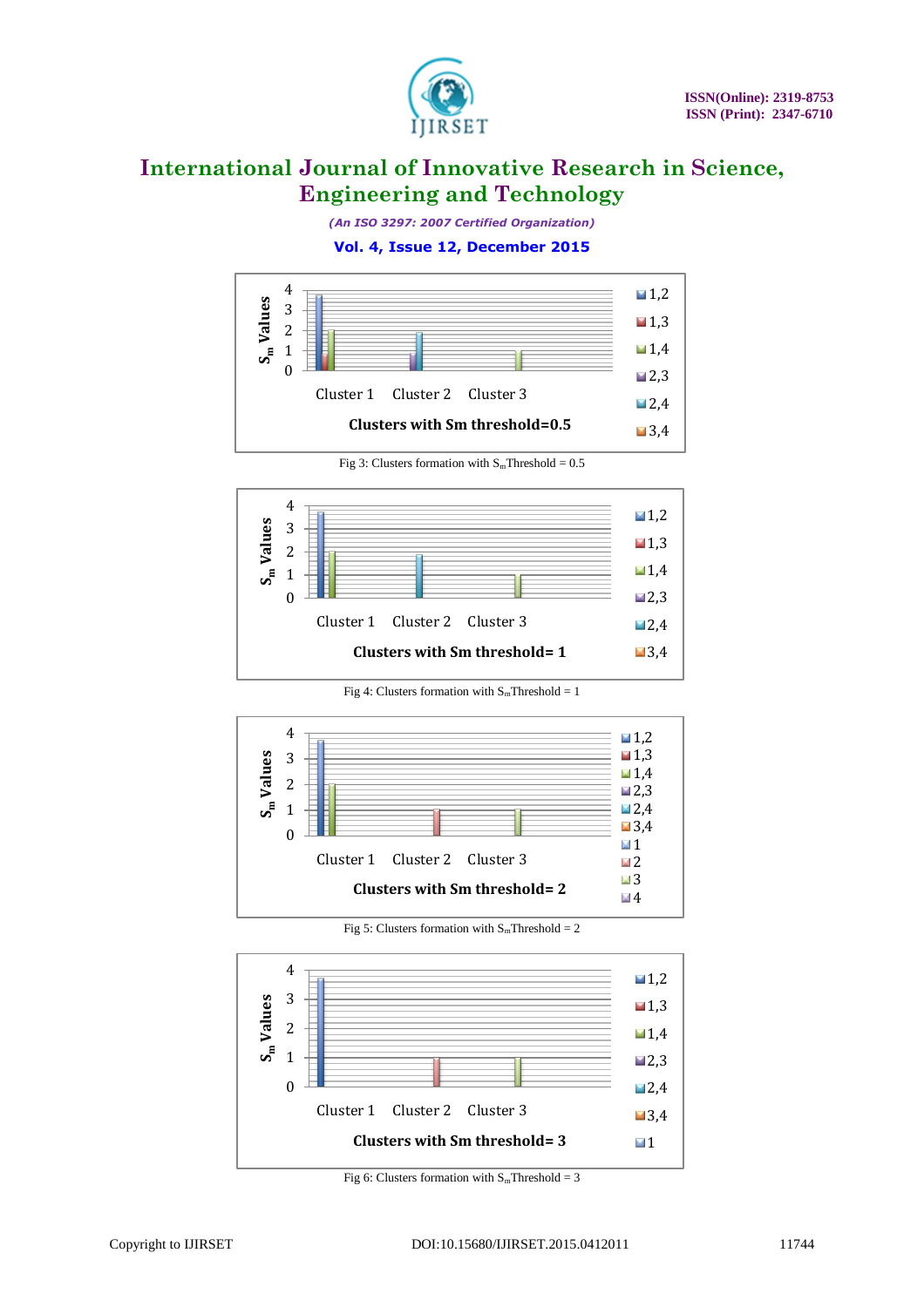Fig 3: Clusters formation with $S_m$ Threshold = 0.5

Fig 4: Clusters formation with $S_m$ Threshold = 1

Fig 5: Clusters formation with $S_m$ Threshold = 2

Fig 6: Clusters formation with $S_m$ Threshold = 3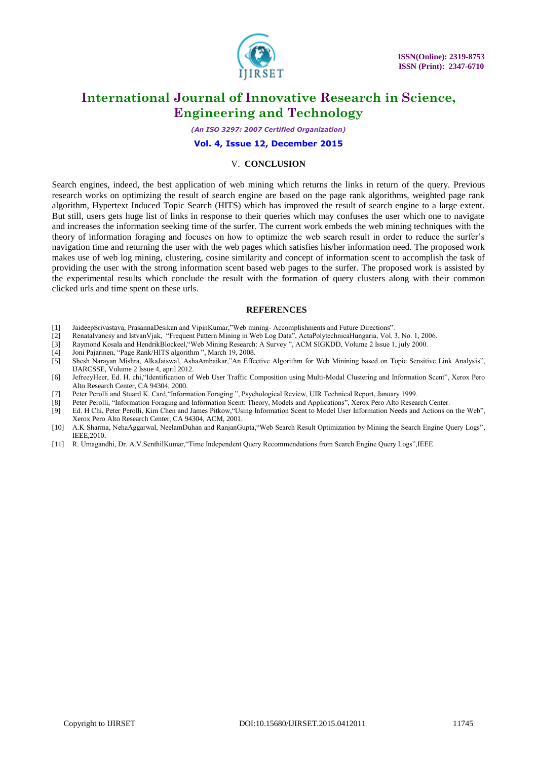## V. CONCLUSION

Search engines, indeed, the best application of web mining which returns the links in return of the query. Previous research works on optimizing the result of search engine are based on the page rank algorithms, weighted page rank algorithm, Hypertext Induced Topic Search (HITS) which has improved the result of search engine to a large extent. But still, users gets huge list of links in response to their queries which may confuses the user which one to navigate and increases the information seeking time of the surfer. The current work embeds the web mining techniques with the theory of information foraging and focuses on how to optimize the web search result in order to reduce the surfer's navigation time and returning the user with the web pages which satisfies his/her information need. The proposed work makes use of web log mining, clustering, cosine similarity and concept of information scent to accomplish the task of providing the user with the strong information scent based web pages to the surfer. The proposed work is assisted by the experimental results which conclude the result with the formation of query clusters along with their common clicked urls and time spent on these urls.

## REFERENCES

[1] JaideepSrivastava, PrasannaDesikan and VipinKumar,"Web mining- Accomplishments and Future Directions".

[2] RenataIvancsy and IstvanVjak, "Frequent Pattern Mining in Web Log Data", ActaPolytechnicaHungaria, Vol. 3, No. 1, 2006.

[3] Raymond Kosala and HendrikBlockeel,"Web Mining Research: A Survey ", ACM SIGKDD, Volume 2 Issue 1, july 2000.

[4] Joni Pajarinen, "Page Rank/HITS algorithm ", March 19, 2008.

[5] Shesh Narayan Mishra, AlkaJaiswal, AshaAmbaikar,"An Effective Algorithm for Web Minining based on Topic Sensitive Link Analysis", IJARCSSE, Volume 2 Issue 4, april 2012.

[6] JefreeyHeer, Ed. H. chi,"Identification of Web User Traffic Composition using Multi-Modal Clustering and Information Scent", Xerox Pero Alto Research Center, CA 94304, 2000.

[7] Peter Perolli and Stuard K. Card,"Information Foraging ", Psychological Review, UIR Technical Report, January 1999.

[8] Peter Perolli, "Information Foraging and Information Scent: Theory, Models and Applications", Xerox Pero Alto Research Center.

[9] Ed. H Chi, Peter Perolli, Kim Chen and James Pitkow,"Using Information Scent to Model User Information Needs and Actions on the Web", Xerox Pero Alto Research Center, CA 94304, ACM, 2001.

[10] A.K Sharma, NehaAggarwal, NeelamDuhan and RanjanGupta,"Web Search Result Optimization by Mining the Search Engine Query Logs", IEEE,2010.

[11] R. Umagandhi, Dr. A.V.SenthilKumar,"Time Independent Query Recommendations from Search Engine Query Logs",IEEE.